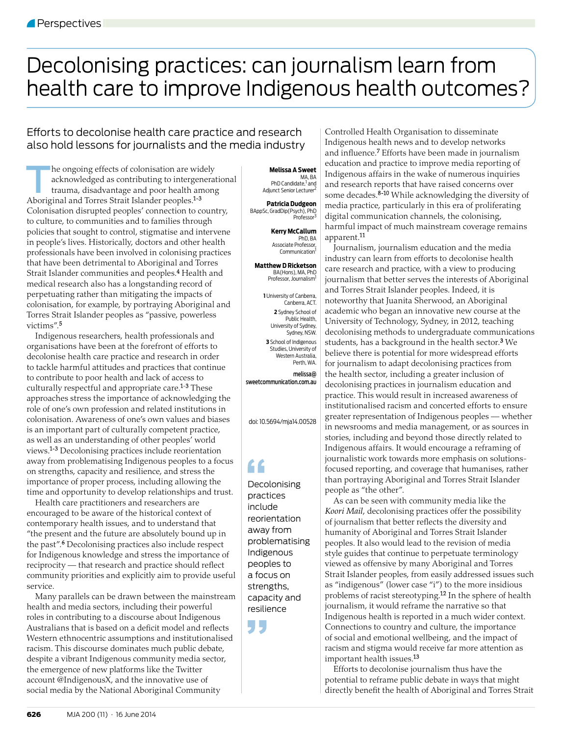Perspectives

# Decolonising practices: can journalism learn from health care to improve Indigenous health outcomes?

## Efforts to decolonise health care practice and research also hold lessons for journalists and the media industry

**Melissa A Sweet**
MA, BA
PhD Candidate,[1] and Adjunct Senior Lecturer[2]

**Patricia Dudgeon**
BAppSc, GradDip(Psych), PhD
Professor[3]

**Kerry McCallum**
PhD, BA
Associate Professor, Communication[1]

**Matthew D Ricketson**
BA(Hons), MA, PhD
Professor, Journalism[1]

1 University of Canberra, Canberra, ACT.
2 Sydney School of Public Health, University of Sydney, Sydney, NSW.
3 School of Indigenous Studies, University of Western Australia, Perth, WA.

melissa@sweetcommunication.com.au

doi: 10.5694/mja14.00528

The ongoing effects of colonisation are widely acknowledged as contributing to intergenerational trauma, disadvantage and poor health among Aboriginal and Torres Strait Islander peoples.[1-3] Colonisation disrupted peoples' connection to country, to culture, to communities and to families through policies that sought to control, stigmatise and intervene in people's lives. Historically, doctors and other health professionals have been involved in colonising practices that have been detrimental to Aboriginal and Torres Strait Islander communities and peoples.[4] Health and medical research also has a longstanding record of perpetuating rather than mitigating the impacts of colonisation, for example, by portraying Aboriginal and Torres Strait Islander peoples as "passive, powerless victims".[5]

Indigenous researchers, health professionals and organisations have been at the forefront of efforts to decolonise health care practice and research in order to tackle harmful attitudes and practices that continue to contribute to poor health and lack of access to culturally respectful and appropriate care.[1-3] These approaches stress the importance of acknowledging the role of one's own profession and related institutions in colonisation. Awareness of one's own values and biases is an important part of culturally competent practice, as well as an understanding of other peoples' world views.[1-3] Decolonising practices include reorientation away from problematising Indigenous peoples to a focus on strengths, capacity and resilience, and stress the importance of proper process, including allowing the time and opportunity to develop relationships and trust.

Health care practitioners and researchers are encouraged to be aware of the historical context of contemporary health issues, and to understand that "the present and the future are absolutely bound up in the past".[6] Decolonising practices also include respect for Indigenous knowledge and stress the importance of reciprocity — that research and practice should reflect community priorities and explicitly aim to provide useful service.

Many parallels can be drawn between the mainstream health and media sectors, including their powerful roles in contributing to a discourse about Indigenous Australians that is based on a deficit model and reflects Western ethnocentric assumptions and institutionalised racism. This discourse dominates much public debate, despite a vibrant Indigenous community media sector, the emergence of new platforms like the Twitter account @IndigenousX, and the innovative use of social media by the National Aboriginal Community Controlled Health Organisation to disseminate Indigenous health news and to develop networks and influence.[7] Efforts have been made in journalism education and practice to improve media reporting of Indigenous affairs in the wake of numerous inquiries and research reports that have raised concerns over some decades.[8-10] While acknowledging the diversity of media practice, particularly in this era of proliferating digital communication channels, the colonising, harmful impact of much mainstream coverage remains apparent.[11]

> Decolonising practices include reorientation away from problematising Indigenous peoples to a focus on strengths, capacity and resilience

Journalism, journalism education and the media industry can learn from efforts to decolonise health care research and practice, with a view to producing journalism that better serves the interests of Aboriginal and Torres Strait Islander peoples. Indeed, it is noteworthy that Juanita Sherwood, an Aboriginal academic who began an innovative new course at the University of Technology, Sydney, in 2012, teaching decolonising methods to undergraduate communications students, has a background in the health sector.[3] We believe there is potential for more widespread efforts for journalism to adapt decolonising practices from the health sector, including a greater inclusion of decolonising practices in journalism education and practice. This would result in increased awareness of institutionalised racism and concerted efforts to ensure greater representation of Indigenous peoples — whether in newsrooms and media management, or as sources in stories, including and beyond those directly related to Indigenous affairs. It would encourage a reframing of journalistic work towards more emphasis on solutions-focused reporting, and coverage that humanises, rather than portraying Aboriginal and Torres Strait Islander people as "the other".

As can be seen with community media like the *Koori Mail*, decolonising practices offer the possibility of journalism that better reflects the diversity and humanity of Aboriginal and Torres Strait Islander peoples. It also would lead to the revision of media style guides that continue to perpetuate terminology viewed as offensive by many Aboriginal and Torres Strait Islander peoples, from easily addressed issues such as "indigenous" (lower case "i") to the more insidious problems of racist stereotyping.[12] In the sphere of health journalism, it would reframe the narrative so that Indigenous health is reported in a much wider context. Connections to country and culture, the importance of social and emotional wellbeing, and the impact of racism and stigma would receive far more attention as important health issues.[13]

Efforts to decolonise journalism thus have the potential to reframe public debate in ways that might directly benefit the health of Aboriginal and Torres Strait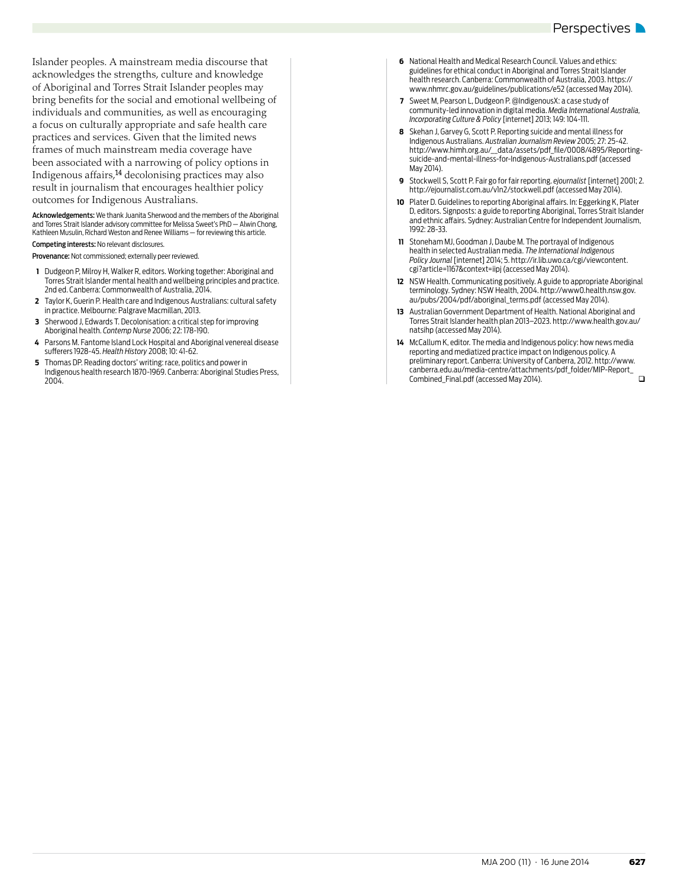Islander peoples. A mainstream media discourse that acknowledges the strengths, culture and knowledge of Aboriginal and Torres Strait Islander peoples may bring benefits for the social and emotional wellbeing of individuals and communities, as well as encouraging a focus on culturally appropriate and safe health care practices and services. Given that the limited news frames of much mainstream media coverage have been associated with a narrowing of policy options in Indigenous affairs,[14] decolonising practices may also result in journalism that encourages healthier policy outcomes for Indigenous Australians.

**Acknowledgements:** We thank Juanita Sherwood and the members of the Aboriginal and Torres Strait Islander advisory committee for Melissa Sweet's PhD — Alwin Chong, Kathleen Musulin, Richard Weston and Renee Williams — for reviewing this article.

**Competing interests:** No relevant disclosures.

**Provenance:** Not commissioned; externally peer reviewed.

1. Dudgeon P, Milroy H, Walker R, editors. Working together: Aboriginal and Torres Strait Islander mental health and wellbeing principles and practice. 2nd ed. Canberra: Commonwealth of Australia, 2014.
2. Taylor K, Guerin P. Health care and Indigenous Australians: cultural safety in practice. Melbourne: Palgrave Macmillan, 2013.
3. Sherwood J, Edwards T. Decolonisation: a critical step for improving Aboriginal health. *Contemp Nurse* 2006; 22: 178-190.
4. Parsons M. Fantome Island Lock Hospital and Aboriginal venereal disease sufferers 1928-45. *Health History* 2008; 10: 41-62.
5. Thomas DP. Reading doctors' writing: race, politics and power in Indigenous health research 1870-1969. Canberra: Aboriginal Studies Press, 2004.
6. National Health and Medical Research Council. Values and ethics: guidelines for ethical conduct in Aboriginal and Torres Strait Islander health research. Canberra: Commonwealth of Australia, 2003. https://www.nhmrc.gov.au/guidelines/publications/e52 (accessed May 2014).
7. Sweet M, Pearson L, Dudgeon P. @IndigenousX: a case study of community-led innovation in digital media. *Media International Australia, Incorporating Culture & Policy* [internet] 2013; 149: 104-111.
8. Skehan J, Garvey G, Scott P. Reporting suicide and mental illness for Indigenous Australians. *Australian Journalism Review* 2005; 27: 25-42. http://www.himh.org.au/__data/assets/pdf_file/0008/4895/Reporting-suicide-and-mental-illness-for-Indigenous-Australians.pdf (accessed May 2014).
9. Stockwell S, Scott P. Fair go for fair reporting. *ejournalist* [internet] 2001; 2. http://ejournalist.com.au/v1n2/stockwell.pdf (accessed May 2014).
10. Plater D. Guidelines to reporting Aboriginal affairs. In: Eggerking K, Plater D, editors. Signposts: a guide to reporting Aboriginal, Torres Strait Islander and ethnic affairs. Sydney: Australian Centre for Independent Journalism, 1992: 28-33.
11. Stoneham MJ, Goodman J, Daube M. The portrayal of Indigenous health in selected Australian media. *The International Indigenous Policy Journal* [internet] 2014; 5. http://ir.lib.uwo.ca/cgi/viewcontent.cgi?article=1167&context=iipj (accessed May 2014).
12. NSW Health. Communicating positively. A guide to appropriate Aboriginal terminology. Sydney: NSW Health, 2004. http://www0.health.nsw.gov.au/pubs/2004/pdf/aboriginal_terms.pdf (accessed May 2014).
13. Australian Government Department of Health. National Aboriginal and Torres Strait Islander health plan 2013–2023. http://www.health.gov.au/natsihp (accessed May 2014).
14. McCallum K, editor. The media and Indigenous policy: how news media reporting and mediatized practice impact on Indigenous policy. A preliminary report. Canberra: University of Canberra, 2012. http://www.canberra.edu.au/media-centre/attachments/pdf_folder/MIP-Report_Combined_Final.pdf (accessed May 2014).